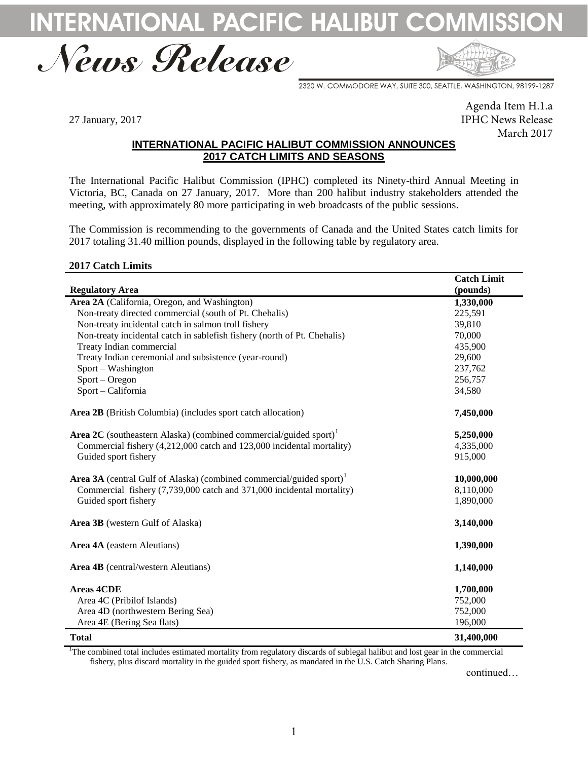# INTERNATIONAL PACIFIC HALIBUT COMMISSION

## News Release

2320 W. COMMODORE WAY, SUITE 300, SEATTLE, WASHINGTON, 98199-1287

27 January, 2017

Agenda Item H.1.a
IPHC News Release
March 2017

### INTERNATIONAL PACIFIC HALIBUT COMMISSION ANNOUNCES 2017 CATCH LIMITS AND SEASONS

The International Pacific Halibut Commission (IPHC) completed its Ninety-third Annual Meeting in Victoria, BC, Canada on 27 January, 2017. More than 200 halibut industry stakeholders attended the meeting, with approximately 80 more participating in web broadcasts of the public sessions.

The Commission is recommending to the governments of Canada and the United States catch limits for 2017 totaling 31.40 million pounds, displayed in the following table by regulatory area.

**2017 Catch Limits**

| Regulatory Area | Catch Limit (pounds) |
|---|---|
| **Area 2A** (California, Oregon, and Washington) | **1,330,000** |
| Non-treaty directed commercial (south of Pt. Chehalis) | 225,591 |
| Non-treaty incidental catch in salmon troll fishery | 39,810 |
| Non-treaty incidental catch in sablefish fishery (north of Pt. Chehalis) | 70,000 |
| Treaty Indian commercial | 435,900 |
| Treaty Indian ceremonial and subsistence (year-round) | 29,600 |
| Sport – Washington | 237,762 |
| Sport – Oregon | 256,757 |
| Sport – California | 34,580 |
| **Area 2B** (British Columbia) (includes sport catch allocation) | **7,450,000** |
| **Area 2C** (southeastern Alaska) (combined commercial/guided sport)[1] | **5,250,000** |
| Commercial fishery (4,212,000 catch and 123,000 incidental mortality) | 4,335,000 |
| Guided sport fishery | 915,000 |
| **Area 3A** (central Gulf of Alaska) (combined commercial/guided sport)[1] | **10,000,000** |
| Commercial fishery (7,739,000 catch and 371,000 incidental mortality) | 8,110,000 |
| Guided sport fishery | 1,890,000 |
| **Area 3B** (western Gulf of Alaska) | **3,140,000** |
| **Area 4A** (eastern Aleutians) | **1,390,000** |
| **Area 4B** (central/western Aleutians) | **1,140,000** |
| **Areas 4CDE** | **1,700,000** |
| Area 4C (Pribilof Islands) | 752,000 |
| Area 4D (northwestern Bering Sea) | 752,000 |
| Area 4E (Bering Sea flats) | 196,000 |
| **Total** | **31,400,000** |

[1]The combined total includes estimated mortality from regulatory discards of sublegal halibut and lost gear in the commercial fishery, plus discard mortality in the guided sport fishery, as mandated in the U.S. Catch Sharing Plans.

continued…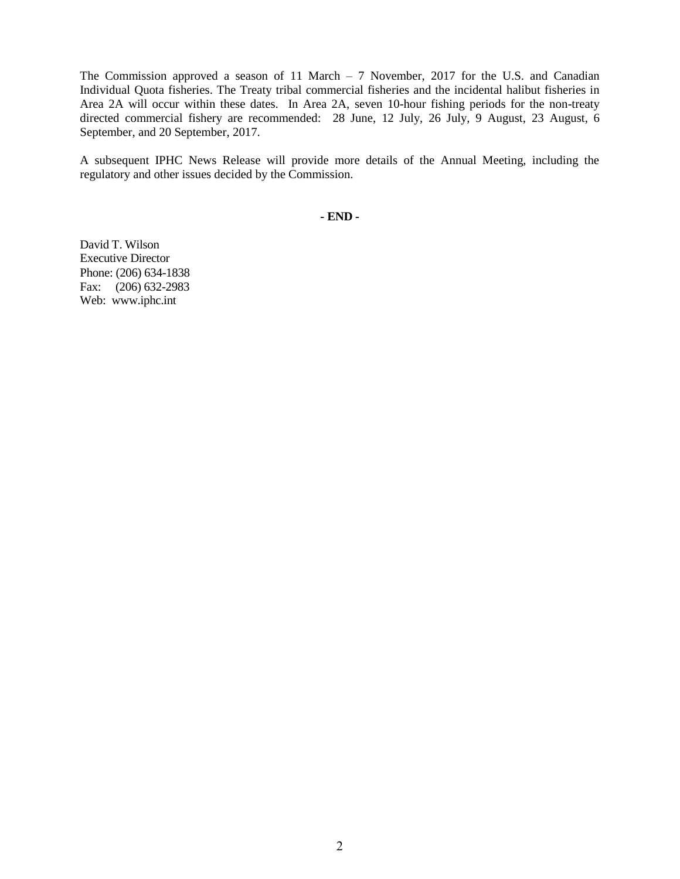The Commission approved a season of 11 March – 7 November, 2017 for the U.S. and Canadian Individual Quota fisheries. The Treaty tribal commercial fisheries and the incidental halibut fisheries in Area 2A will occur within these dates. In Area 2A, seven 10-hour fishing periods for the non-treaty directed commercial fishery are recommended: 28 June, 12 July, 26 July, 9 August, 23 August, 6 September, and 20 September, 2017.

A subsequent IPHC News Release will provide more details of the Annual Meeting, including the regulatory and other issues decided by the Commission.

**- END -**

David T. Wilson
Executive Director
Phone: (206) 634-1838
Fax: (206) 632-2983
Web: www.iphc.int